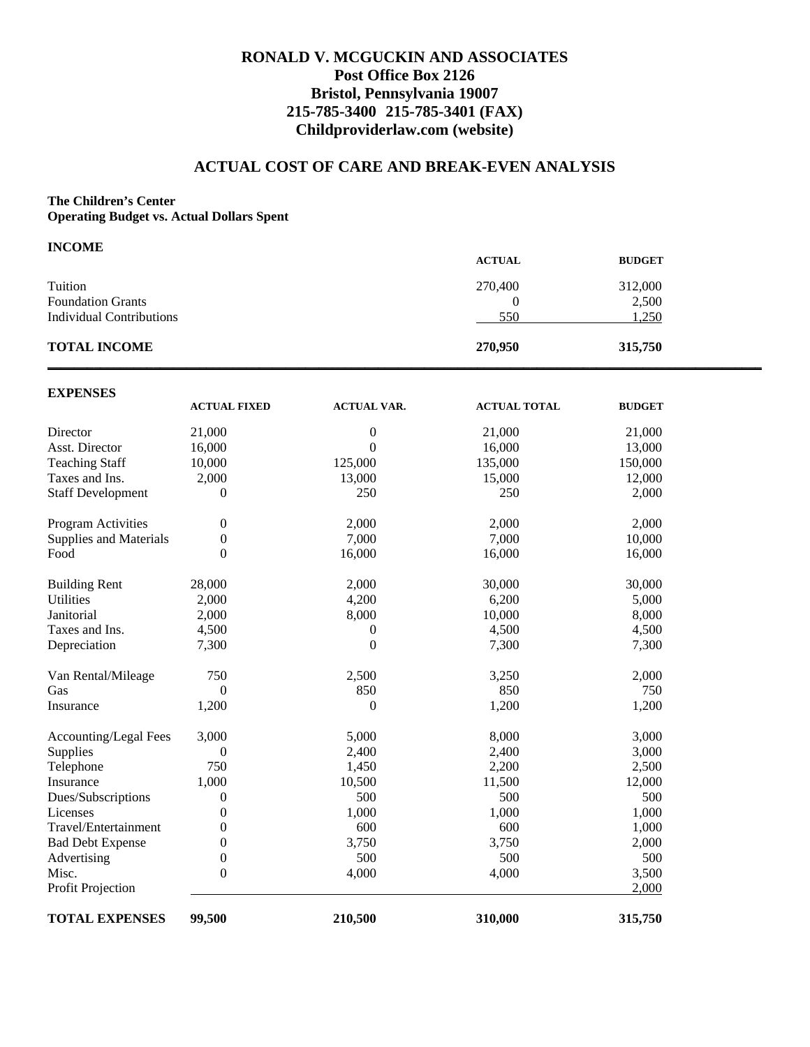**RONALD V. MCGUCKIN AND ASSOCIATES**
**Post Office Box 2126**
**Bristol, Pennsylvania 19007**
**215-785-3400 215-785-3401 (FAX)**
**Childproviderlaw.com (website)**

## ACTUAL COST OF CARE AND BREAK-EVEN ANALYSIS

**The Children's Center**
**Operating Budget vs. Actual Dollars Spent**

**INCOME**

| | ACTUAL | BUDGET |
|---|---|---|
| Tuition | 270,400 | 312,000 |
| Foundation Grants | 0 | 2,500 |
| Individual Contributions | 550 | 1,250 |
| **TOTAL INCOME** | **270,950** | **315,750** |

**EXPENSES**

| | ACTUAL FIXED | ACTUAL VAR. | ACTUAL TOTAL | BUDGET |
|---|---|---|---|---|
| Director | 21,000 | 0 | 21,000 | 21,000 |
| Asst. Director | 16,000 | 0 | 16,000 | 13,000 |
| Teaching Staff | 10,000 | 125,000 | 135,000 | 150,000 |
| Taxes and Ins. | 2,000 | 13,000 | 15,000 | 12,000 |
| Staff Development | 0 | 250 | 250 | 2,000 |
| Program Activities | 0 | 2,000 | 2,000 | 2,000 |
| Supplies and Materials | 0 | 7,000 | 7,000 | 10,000 |
| Food | 0 | 16,000 | 16,000 | 16,000 |
| Building Rent | 28,000 | 2,000 | 30,000 | 30,000 |
| Utilities | 2,000 | 4,200 | 6,200 | 5,000 |
| Janitorial | 2,000 | 8,000 | 10,000 | 8,000 |
| Taxes and Ins. | 4,500 | 0 | 4,500 | 4,500 |
| Depreciation | 7,300 | 0 | 7,300 | 7,300 |
| Van Rental/Mileage | 750 | 2,500 | 3,250 | 2,000 |
| Gas | 0 | 850 | 850 | 750 |
| Insurance | 1,200 | 0 | 1,200 | 1,200 |
| Accounting/Legal Fees | 3,000 | 5,000 | 8,000 | 3,000 |
| Supplies | 0 | 2,400 | 2,400 | 3,000 |
| Telephone | 750 | 1,450 | 2,200 | 2,500 |
| Insurance | 1,000 | 10,500 | 11,500 | 12,000 |
| Dues/Subscriptions | 0 | 500 | 500 | 500 |
| Licenses | 0 | 1,000 | 1,000 | 1,000 |
| Travel/Entertainment | 0 | 600 | 600 | 1,000 |
| Bad Debt Expense | 0 | 3,750 | 3,750 | 2,000 |
| Advertising | 0 | 500 | 500 | 500 |
| Misc. | 0 | 4,000 | 4,000 | 3,500 |
| Profit Projection | | | | 2,000 |
| **TOTAL EXPENSES** | **99,500** | **210,500** | **310,000** | **315,750** |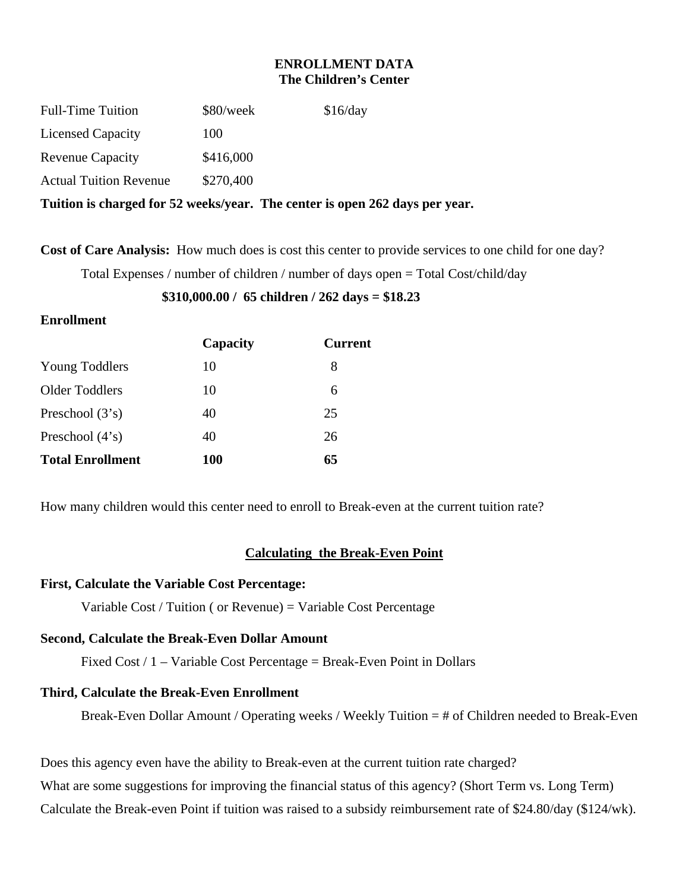**ENROLLMENT DATA**
**The Children's Center**

| | | |
|---|---|---|
| Full-Time Tuition | $80/week | $16/day |
| Licensed Capacity | 100 | |
| Revenue Capacity | $416,000 | |
| Actual Tuition Revenue | $270,400 | |

**Tuition is charged for 52 weeks/year. The center is open 262 days per year.**

**Cost of Care Analysis:** How much does is cost this center to provide services to one child for one day?

Total Expenses / number of children / number of days open = Total Cost/child/day

**$310,000.00 / 65 children / 262 days = $18.23**

**Enrollment**

| | **Capacity** | **Current** |
|---|---|---|
| Young Toddlers | 10 | 8 |
| Older Toddlers | 10 | 6 |
| Preschool (3's) | 40 | 25 |
| Preschool (4's) | 40 | 26 |
| **Total Enrollment** | **100** | **65** |

How many children would this center need to enroll to Break-even at the current tuition rate?

## Calculating the Break-Even Point

**First, Calculate the Variable Cost Percentage:**

Variable Cost / Tuition ( or Revenue) = Variable Cost Percentage

**Second, Calculate the Break-Even Dollar Amount**

Fixed Cost / 1 – Variable Cost Percentage = Break-Even Point in Dollars

**Third, Calculate the Break-Even Enrollment**

Break-Even Dollar Amount / Operating weeks / Weekly Tuition = # of Children needed to Break-Even

Does this agency even have the ability to Break-even at the current tuition rate charged?

What are some suggestions for improving the financial status of this agency? (Short Term vs. Long Term)

Calculate the Break-even Point if tuition was raised to a subsidy reimbursement rate of $24.80/day ($124/wk).